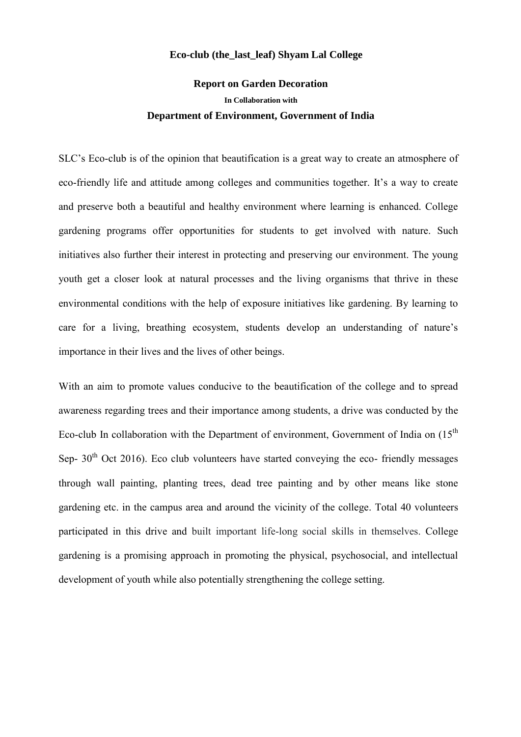**Eco-club (the_last_leaf) Shyam Lal College**

## Report on Garden Decoration

**In Collaboration with**

### Department of Environment, Government of India

SLC's Eco-club is of the opinion that beautification is a great way to create an atmosphere of eco-friendly life and attitude among colleges and communities together. It's a way to create and preserve both a beautiful and healthy environment where learning is enhanced. College gardening programs offer opportunities for students to get involved with nature. Such initiatives also further their interest in protecting and preserving our environment. The young youth get a closer look at natural processes and the living organisms that thrive in these environmental conditions with the help of exposure initiatives like gardening. By learning to care for a living, breathing ecosystem, students develop an understanding of nature's importance in their lives and the lives of other beings.

With an aim to promote values conducive to the beautification of the college and to spread awareness regarding trees and their importance among students, a drive was conducted by the Eco-club In collaboration with the Department of environment, Government of India on (15th Sep- 30th Oct 2016). Eco club volunteers have started conveying the eco- friendly messages through wall painting, planting trees, dead tree painting and by other means like stone gardening etc. in the campus area and around the vicinity of the college. Total 40 volunteers participated in this drive and built important life-long social skills in themselves. College gardening is a promising approach in promoting the physical, psychosocial, and intellectual development of youth while also potentially strengthening the college setting.